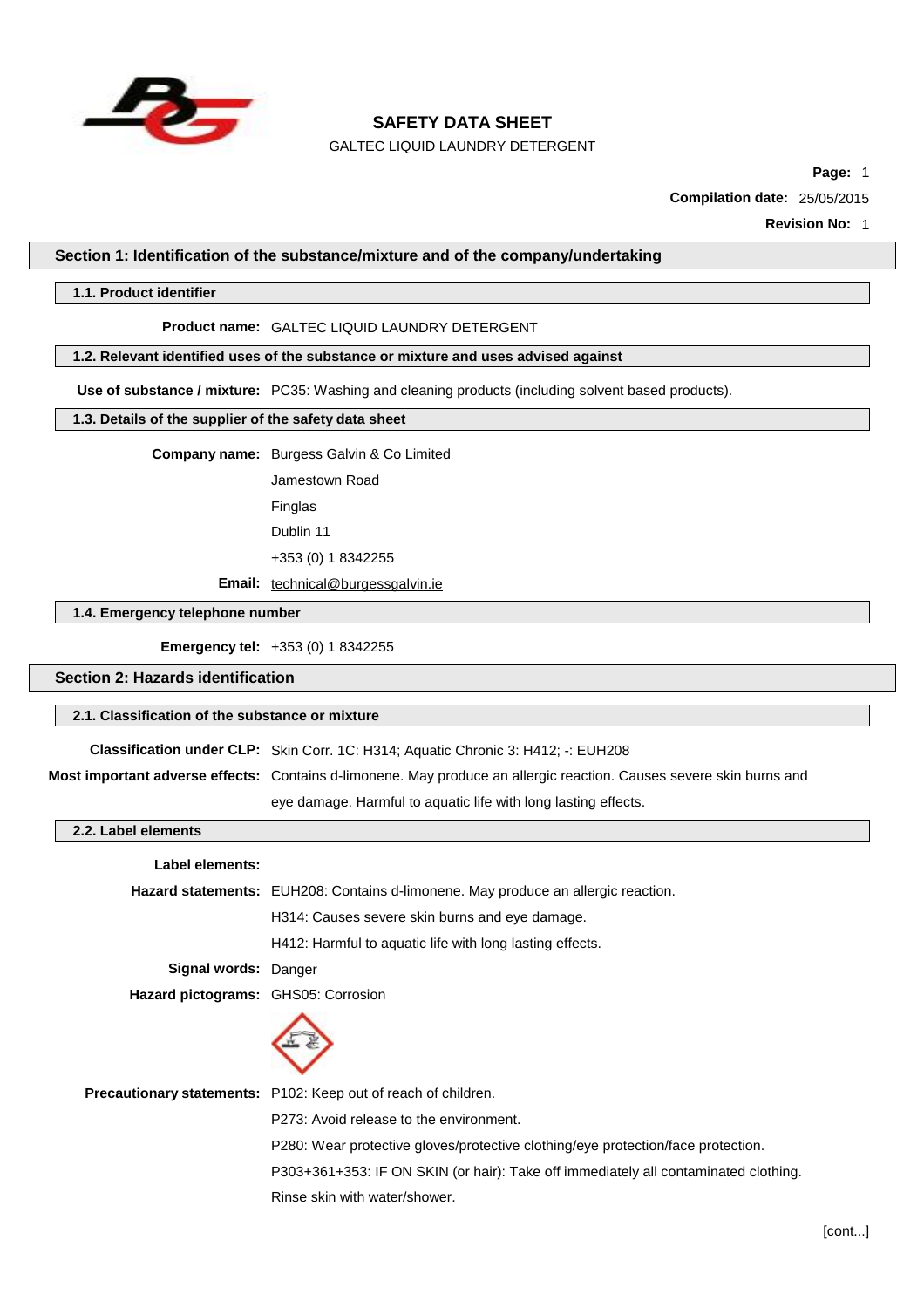# SAFETY DATA SHEET

GALTEC LIQUID LAUNDRY DETERGENT

**Page:** 1

**Compilation date:** 25/05/2015

**Revision No:** 1

## Section 1: Identification of the substance/mixture and of the company/undertaking

### 1.1. Product identifier

**Product name:** GALTEC LIQUID LAUNDRY DETERGENT

### 1.2. Relevant identified uses of the substance or mixture and uses advised against

**Use of substance / mixture:** PC35: Washing and cleaning products (including solvent based products).

### 1.3. Details of the supplier of the safety data sheet

**Company name:** Burgess Galvin & Co Limited

Jamestown Road

Finglas

Dublin 11

+353 (0) 1 8342255

**Email:** technical@burgessgalvin.ie

### 1.4. Emergency telephone number

**Emergency tel:** +353 (0) 1 8342255

## Section 2: Hazards identification

### 2.1. Classification of the substance or mixture

**Classification under CLP:** Skin Corr. 1C: H314; Aquatic Chronic 3: H412; -: EUH208

**Most important adverse effects:** Contains d-limonene. May produce an allergic reaction. Causes severe skin burns and eye damage. Harmful to aquatic life with long lasting effects.

### 2.2. Label elements

**Label elements:**

**Hazard statements:** EUH208: Contains d-limonene. May produce an allergic reaction.

H314: Causes severe skin burns and eye damage.

H412: Harmful to aquatic life with long lasting effects.

**Signal words:** Danger

**Hazard pictograms:** GHS05: Corrosion

**Precautionary statements:** P102: Keep out of reach of children.

P273: Avoid release to the environment.

P280: Wear protective gloves/protective clothing/eye protection/face protection.

P303+361+353: IF ON SKIN (or hair): Take off immediately all contaminated clothing. Rinse skin with water/shower.

[cont...]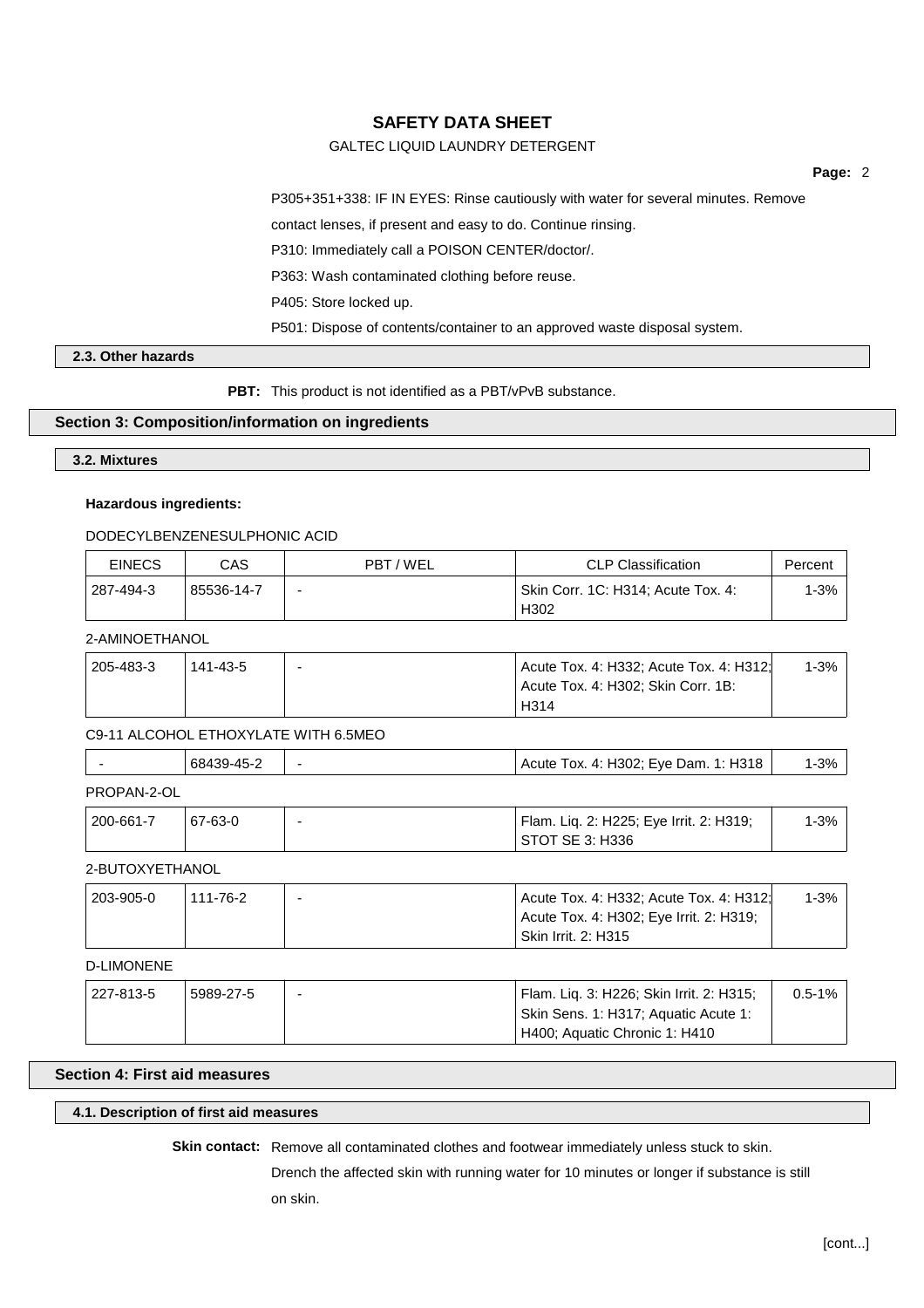P305+351+338: IF IN EYES: Rinse cautiously with water for several minutes. Remove contact lenses, if present and easy to do. Continue rinsing.

P310: Immediately call a POISON CENTER/doctor/.

P363: Wash contaminated clothing before reuse.

P405: Store locked up.

P501: Dispose of contents/container to an approved waste disposal system.

### 2.3. Other hazards

**PBT:** This product is not identified as a PBT/vPvB substance.

## Section 3: Composition/information on ingredients

### 3.2. Mixtures

**Hazardous ingredients:**

DODECYLBENZENESULPHONIC ACID

| EINECS | CAS | PBT / WEL | CLP Classification | Percent |
|---|---|---|---|---|
| 287-494-3 | 85536-14-7 | - | Skin Corr. 1C: H314; Acute Tox. 4: H302 | 1-3% |

2-AMINOETHANOL

| EINECS | CAS | PBT / WEL | CLP Classification | Percent |
|---|---|---|---|---|
| 205-483-3 | 141-43-5 | - | Acute Tox. 4: H332; Acute Tox. 4: H312; Acute Tox. 4: H302; Skin Corr. 1B: H314 | 1-3% |

C9-11 ALCOHOL ETHOXYLATE WITH 6.5MEO

| EINECS | CAS | PBT / WEL | CLP Classification | Percent |
|---|---|---|---|---|
| - | 68439-45-2 | - | Acute Tox. 4: H302; Eye Dam. 1: H318 | 1-3% |

PROPAN-2-OL

| EINECS | CAS | PBT / WEL | CLP Classification | Percent |
|---|---|---|---|---|
| 200-661-7 | 67-63-0 | - | Flam. Liq. 2: H225; Eye Irrit. 2: H319; STOT SE 3: H336 | 1-3% |

2-BUTOXYETHANOL

| EINECS | CAS | PBT / WEL | CLP Classification | Percent |
|---|---|---|---|---|
| 203-905-0 | 111-76-2 | - | Acute Tox. 4: H332; Acute Tox. 4: H312; Acute Tox. 4: H302; Eye Irrit. 2: H319; Skin Irrit. 2: H315 | 1-3% |

D-LIMONENE

| EINECS | CAS | PBT / WEL | CLP Classification | Percent |
|---|---|---|---|---|
| 227-813-5 | 5989-27-5 | - | Flam. Liq. 3: H226; Skin Irrit. 2: H315; Skin Sens. 1: H317; Aquatic Acute 1: H400; Aquatic Chronic 1: H410 | 0.5-1% |

## Section 4: First aid measures

### 4.1. Description of first aid measures

**Skin contact:** Remove all contaminated clothes and footwear immediately unless stuck to skin. Drench the affected skin with running water for 10 minutes or longer if substance is still on skin.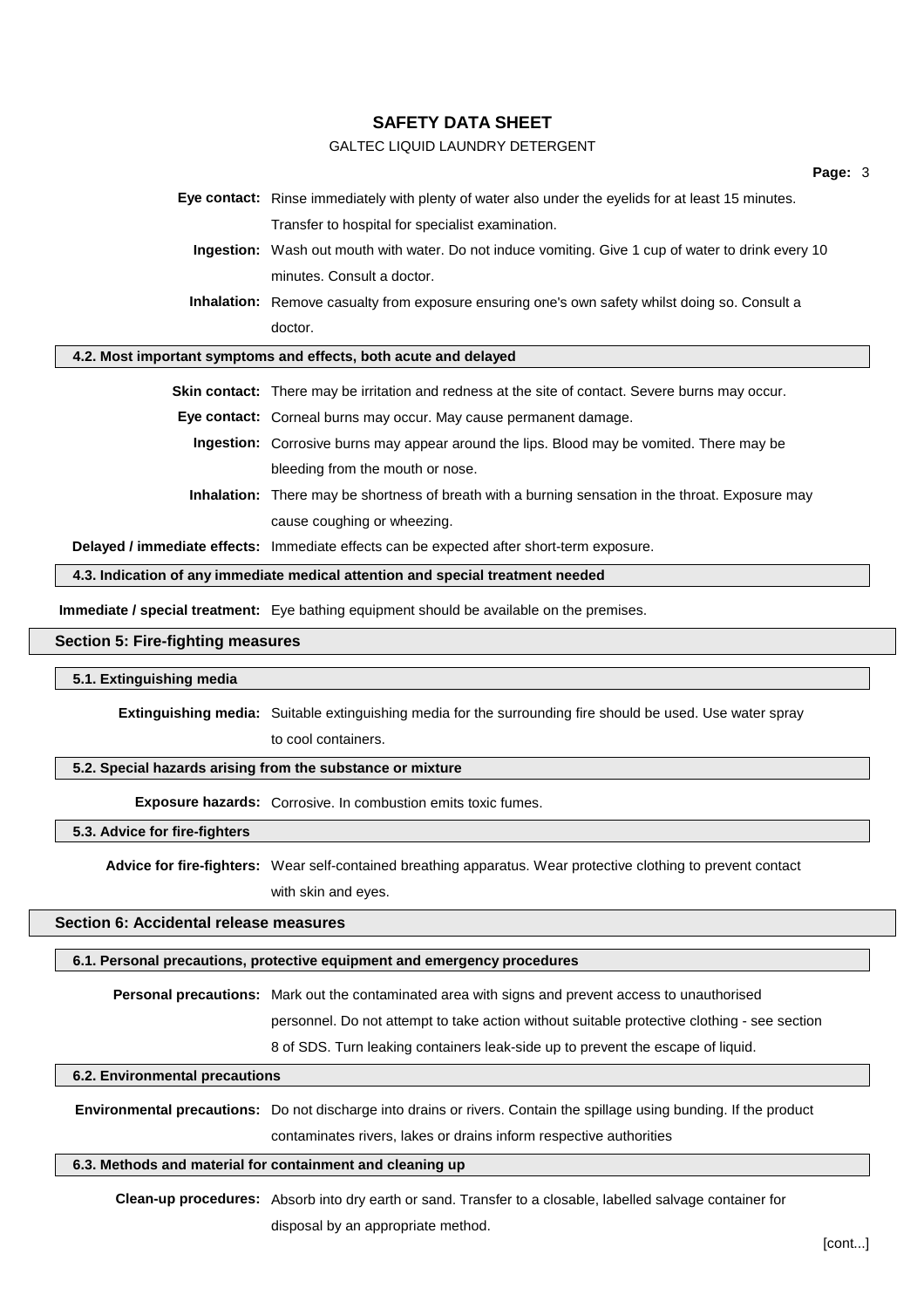**Eye contact:** Rinse immediately with plenty of water also under the eyelids for at least 15 minutes. Transfer to hospital for specialist examination.

**Ingestion:** Wash out mouth with water. Do not induce vomiting. Give 1 cup of water to drink every 10 minutes. Consult a doctor.

**Inhalation:** Remove casualty from exposure ensuring one's own safety whilst doing so. Consult a doctor.

### 4.2. Most important symptoms and effects, both acute and delayed

**Skin contact:** There may be irritation and redness at the site of contact. Severe burns may occur.

**Eye contact:** Corneal burns may occur. May cause permanent damage.

**Ingestion:** Corrosive burns may appear around the lips. Blood may be vomited. There may be bleeding from the mouth or nose.

**Inhalation:** There may be shortness of breath with a burning sensation in the throat. Exposure may cause coughing or wheezing.

**Delayed / immediate effects:** Immediate effects can be expected after short-term exposure.

### 4.3. Indication of any immediate medical attention and special treatment needed

**Immediate / special treatment:** Eye bathing equipment should be available on the premises.

## Section 5: Fire-fighting measures

### 5.1. Extinguishing media

**Extinguishing media:** Suitable extinguishing media for the surrounding fire should be used. Use water spray to cool containers.

### 5.2. Special hazards arising from the substance or mixture

**Exposure hazards:** Corrosive. In combustion emits toxic fumes.

### 5.3. Advice for fire-fighters

**Advice for fire-fighters:** Wear self-contained breathing apparatus. Wear protective clothing to prevent contact with skin and eyes.

## Section 6: Accidental release measures

### 6.1. Personal precautions, protective equipment and emergency procedures

**Personal precautions:** Mark out the contaminated area with signs and prevent access to unauthorised personnel. Do not attempt to take action without suitable protective clothing - see section 8 of SDS. Turn leaking containers leak-side up to prevent the escape of liquid.

### 6.2. Environmental precautions

**Environmental precautions:** Do not discharge into drains or rivers. Contain the spillage using bunding. If the product contaminates rivers, lakes or drains inform respective authorities

### 6.3. Methods and material for containment and cleaning up

**Clean-up procedures:** Absorb into dry earth or sand. Transfer to a closable, labelled salvage container for disposal by an appropriate method.

[cont...]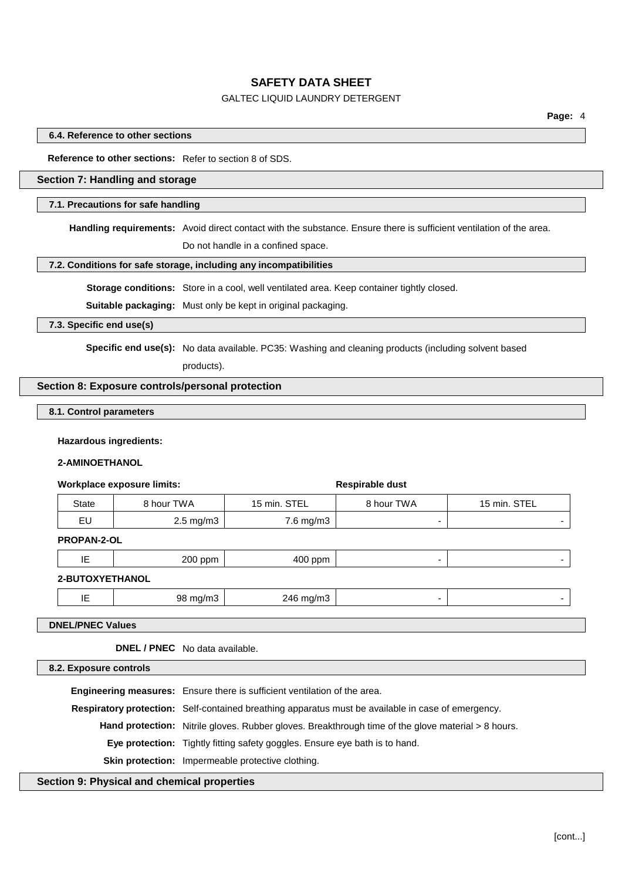### 6.4. Reference to other sections

**Reference to other sections:** Refer to section 8 of SDS.

## Section 7: Handling and storage

### 7.1. Precautions for safe handling

**Handling requirements:** Avoid direct contact with the substance. Ensure there is sufficient ventilation of the area. Do not handle in a confined space.

### 7.2. Conditions for safe storage, including any incompatibilities

**Storage conditions:** Store in a cool, well ventilated area. Keep container tightly closed.

**Suitable packaging:** Must only be kept in original packaging.

### 7.3. Specific end use(s)

**Specific end use(s):** No data available. PC35: Washing and cleaning products (including solvent based products).

## Section 8: Exposure controls/personal protection

### 8.1. Control parameters

**Hazardous ingredients:**

**2-AMINOETHANOL**

**Workplace exposure limits:**

| | Workplace exposure limits | | Respirable dust | |
|---|---|---|---|---|
| State | 8 hour TWA | 15 min. STEL | 8 hour TWA | 15 min. STEL |
| EU | 2.5 mg/m3 | 7.6 mg/m3 | - | - |

**PROPAN-2-OL**

| State | 8 hour TWA | 15 min. STEL | 8 hour TWA | 15 min. STEL |
|---|---|---|---|---|
| IE | 200 ppm | 400 ppm | - | - |

**2-BUTOXYETHANOL**

| State | 8 hour TWA | 15 min. STEL | 8 hour TWA | 15 min. STEL |
|---|---|---|---|---|
| IE | 98 mg/m3 | 246 mg/m3 | - | - |

### DNEL/PNEC Values

**DNEL / PNEC** No data available.

### 8.2. Exposure controls

**Engineering measures:** Ensure there is sufficient ventilation of the area.

**Respiratory protection:** Self-contained breathing apparatus must be available in case of emergency.

**Hand protection:** Nitrile gloves. Rubber gloves. Breakthrough time of the glove material > 8 hours.

**Eye protection:** Tightly fitting safety goggles. Ensure eye bath is to hand.

**Skin protection:** Impermeable protective clothing.

## Section 9: Physical and chemical properties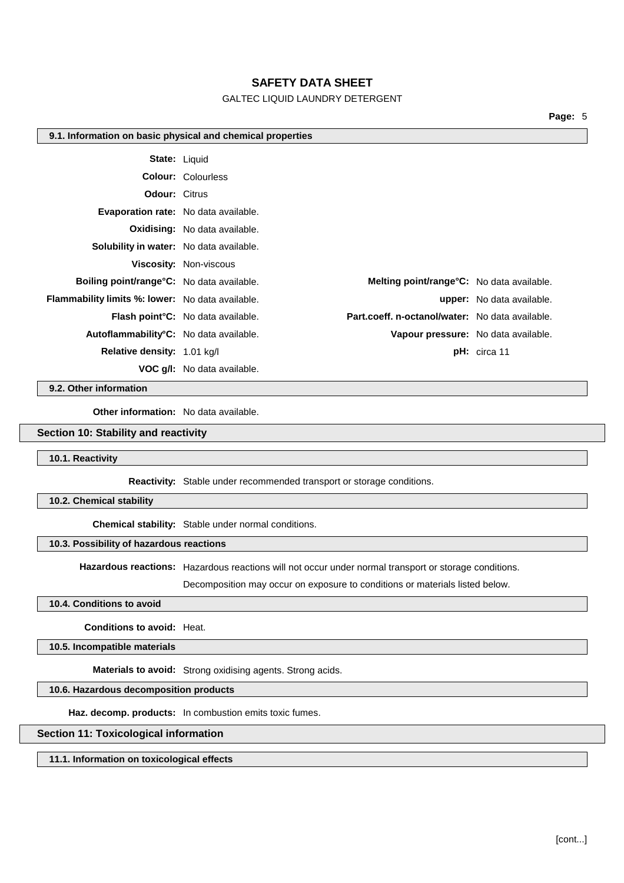#### 9.1. Information on basic physical and chemical properties

**State:** Liquid

**Colour:** Colourless

**Odour:** Citrus

**Evaporation rate:** No data available.

**Oxidising:** No data available.

**Solubility in water:** No data available.

**Viscosity:** Non-viscous

| | | | |
|---|---|---|---|
| **Boiling point/range°C:** | No data available. | **Melting point/range°C:** | No data available. |
| **Flammability limits %: lower:** | No data available. | **upper:** | No data available. |
| **Flash point°C:** | No data available. | **Part.coeff. n-octanol/water:** | No data available. |
| **Autoflammability°C:** | No data available. | **Vapour pressure:** | No data available. |
| **Relative density:** | 1.01 kg/l | **pH:** | circa 11 |
| **VOC g/l:** | No data available. | | |

#### 9.2. Other information

**Other information:** No data available.

### Section 10: Stability and reactivity

#### 10.1. Reactivity

**Reactivity:** Stable under recommended transport or storage conditions.

#### 10.2. Chemical stability

**Chemical stability:** Stable under normal conditions.

#### 10.3. Possibility of hazardous reactions

**Hazardous reactions:** Hazardous reactions will not occur under normal transport or storage conditions.

Decomposition may occur on exposure to conditions or materials listed below.

#### 10.4. Conditions to avoid

**Conditions to avoid:** Heat.

#### 10.5. Incompatible materials

**Materials to avoid:** Strong oxidising agents. Strong acids.

#### 10.6. Hazardous decomposition products

**Haz. decomp. products:** In combustion emits toxic fumes.

### Section 11: Toxicological information

#### 11.1. Information on toxicological effects

[cont...]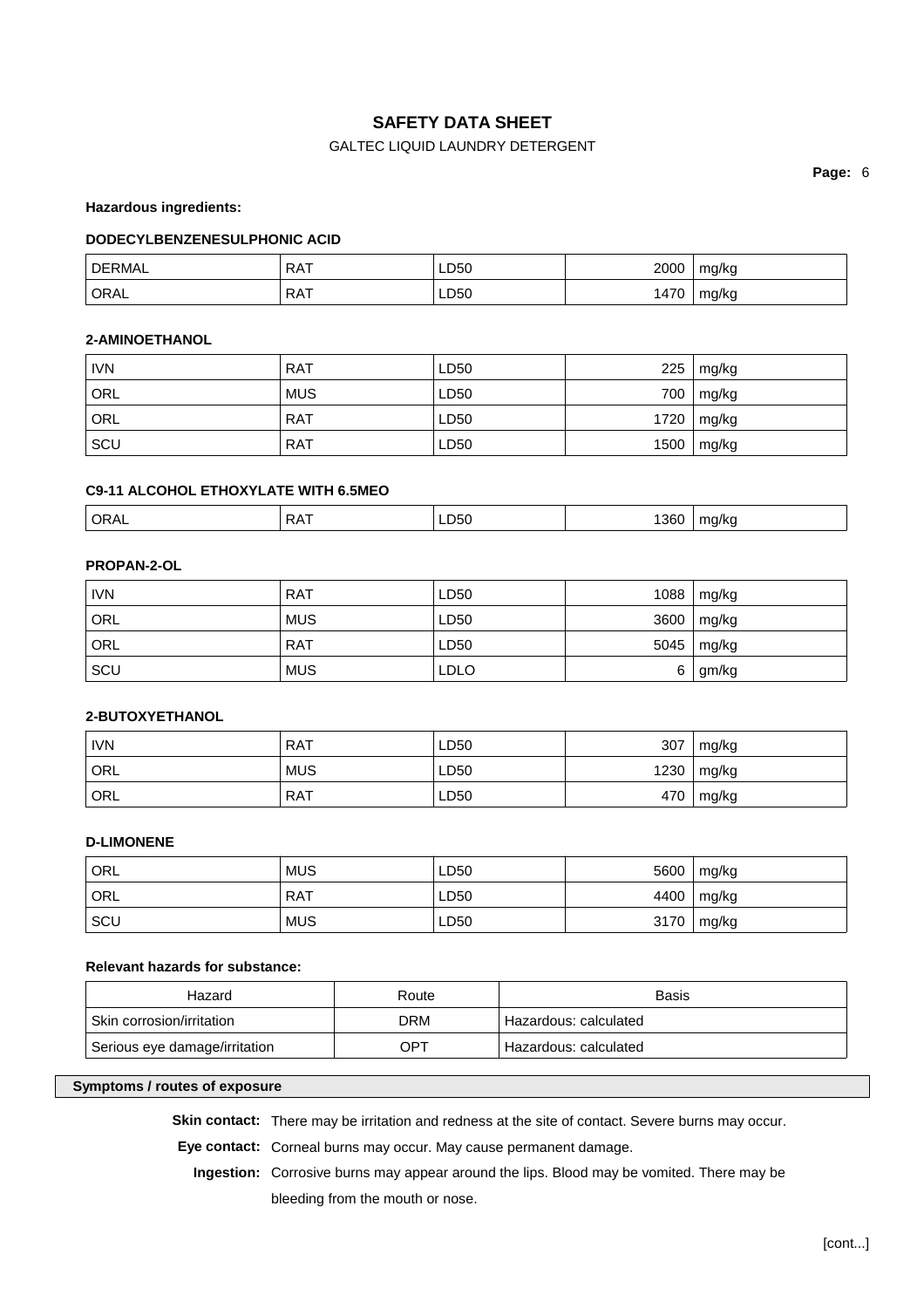**Hazardous ingredients:**

**DODECYLBENZENESULPHONIC ACID**

| | | | | |
|---|---|---|---|---|
| DERMAL | RAT | LD50 | 2000 | mg/kg |
| ORAL | RAT | LD50 | 1470 | mg/kg |

**2-AMINOETHANOL**

| | | | | |
|---|---|---|---|---|
| IVN | RAT | LD50 | 225 | mg/kg |
| ORL | MUS | LD50 | 700 | mg/kg |
| ORL | RAT | LD50 | 1720 | mg/kg |
| SCU | RAT | LD50 | 1500 | mg/kg |

**C9-11 ALCOHOL ETHOXYLATE WITH 6.5MEO**

| | | | | |
|---|---|---|---|---|
| ORAL | RAT | LD50 | 1360 | mg/kg |

**PROPAN-2-OL**

| | | | | |
|---|---|---|---|---|
| IVN | RAT | LD50 | 1088 | mg/kg |
| ORL | MUS | LD50 | 3600 | mg/kg |
| ORL | RAT | LD50 | 5045 | mg/kg |
| SCU | MUS | LDLO | 6 | gm/kg |

**2-BUTOXYETHANOL**

| | | | | |
|---|---|---|---|---|
| IVN | RAT | LD50 | 307 | mg/kg |
| ORL | MUS | LD50 | 1230 | mg/kg |
| ORL | RAT | LD50 | 470 | mg/kg |

**D-LIMONENE**

| | | | | |
|---|---|---|---|---|
| ORL | MUS | LD50 | 5600 | mg/kg |
| ORL | RAT | LD50 | 4400 | mg/kg |
| SCU | MUS | LD50 | 3170 | mg/kg |

**Relevant hazards for substance:**

| Hazard | Route | Basis |
|---|---|---|
| Skin corrosion/irritation | DRM | Hazardous: calculated |
| Serious eye damage/irritation | OPT | Hazardous: calculated |

**Symptoms / routes of exposure**

**Skin contact:** There may be irritation and redness at the site of contact. Severe burns may occur.

**Eye contact:** Corneal burns may occur. May cause permanent damage.

**Ingestion:** Corrosive burns may appear around the lips. Blood may be vomited. There may be bleeding from the mouth or nose.

[cont...]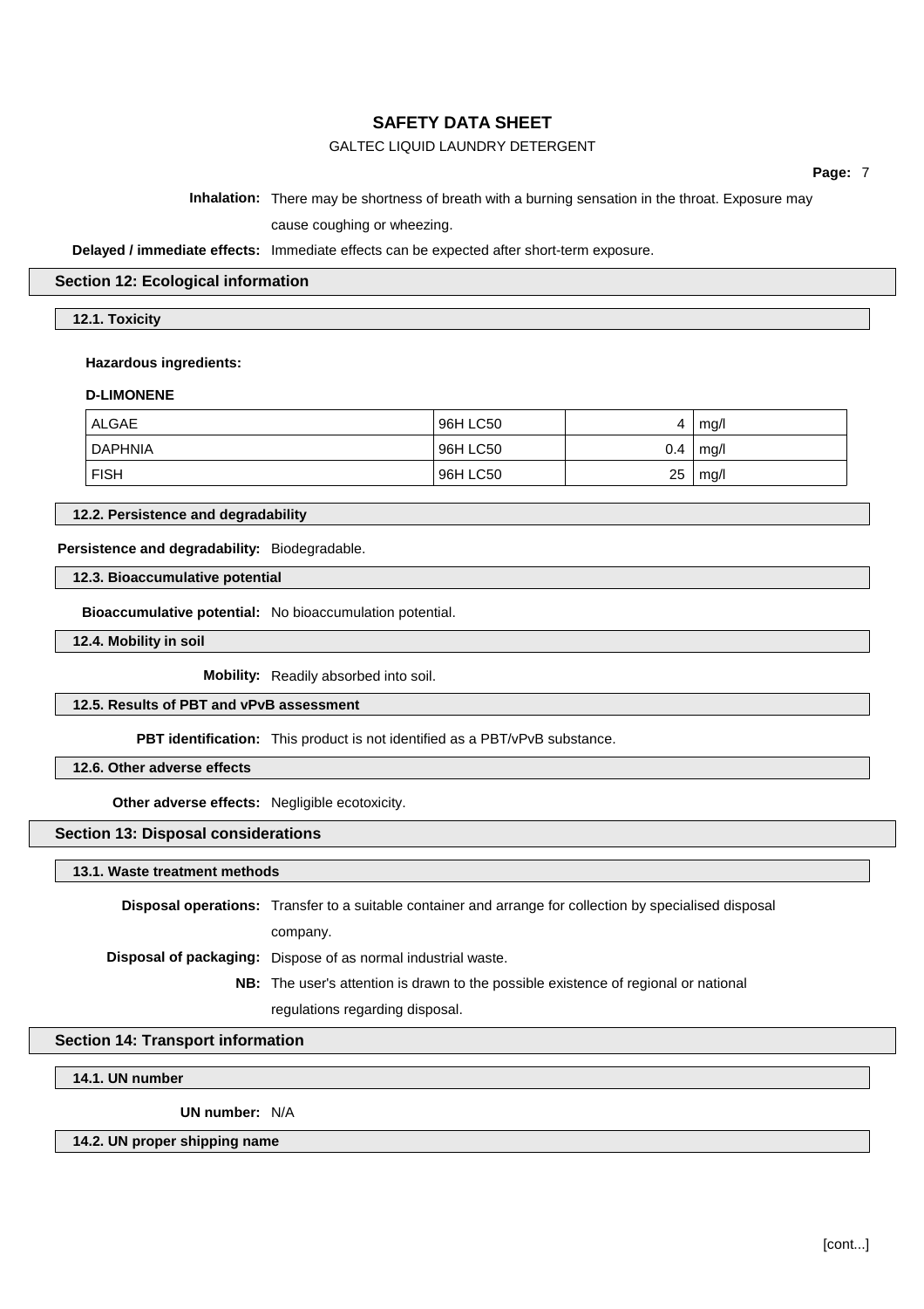**Inhalation:** There may be shortness of breath with a burning sensation in the throat. Exposure may cause coughing or wheezing.

**Delayed / immediate effects:** Immediate effects can be expected after short-term exposure.

## Section 12: Ecological information

### 12.1. Toxicity

**Hazardous ingredients:**

**D-LIMONENE**

| | | | |
|---|---|---|---|
| ALGAE | 96H LC50 | 4 | mg/l |
| DAPHNIA | 96H LC50 | 0.4 | mg/l |
| FISH | 96H LC50 | 25 | mg/l |

### 12.2. Persistence and degradability

**Persistence and degradability:** Biodegradable.

### 12.3. Bioaccumulative potential

**Bioaccumulative potential:** No bioaccumulation potential.

### 12.4. Mobility in soil

**Mobility:** Readily absorbed into soil.

### 12.5. Results of PBT and vPvB assessment

**PBT identification:** This product is not identified as a PBT/vPvB substance.

### 12.6. Other adverse effects

**Other adverse effects:** Negligible ecotoxicity.

## Section 13: Disposal considerations

### 13.1. Waste treatment methods

**Disposal operations:** Transfer to a suitable container and arrange for collection by specialised disposal company.

**Disposal of packaging:** Dispose of as normal industrial waste.

**NB:** The user's attention is drawn to the possible existence of regional or national regulations regarding disposal.

## Section 14: Transport information

### 14.1. UN number

**UN number:** N/A

### 14.2. UN proper shipping name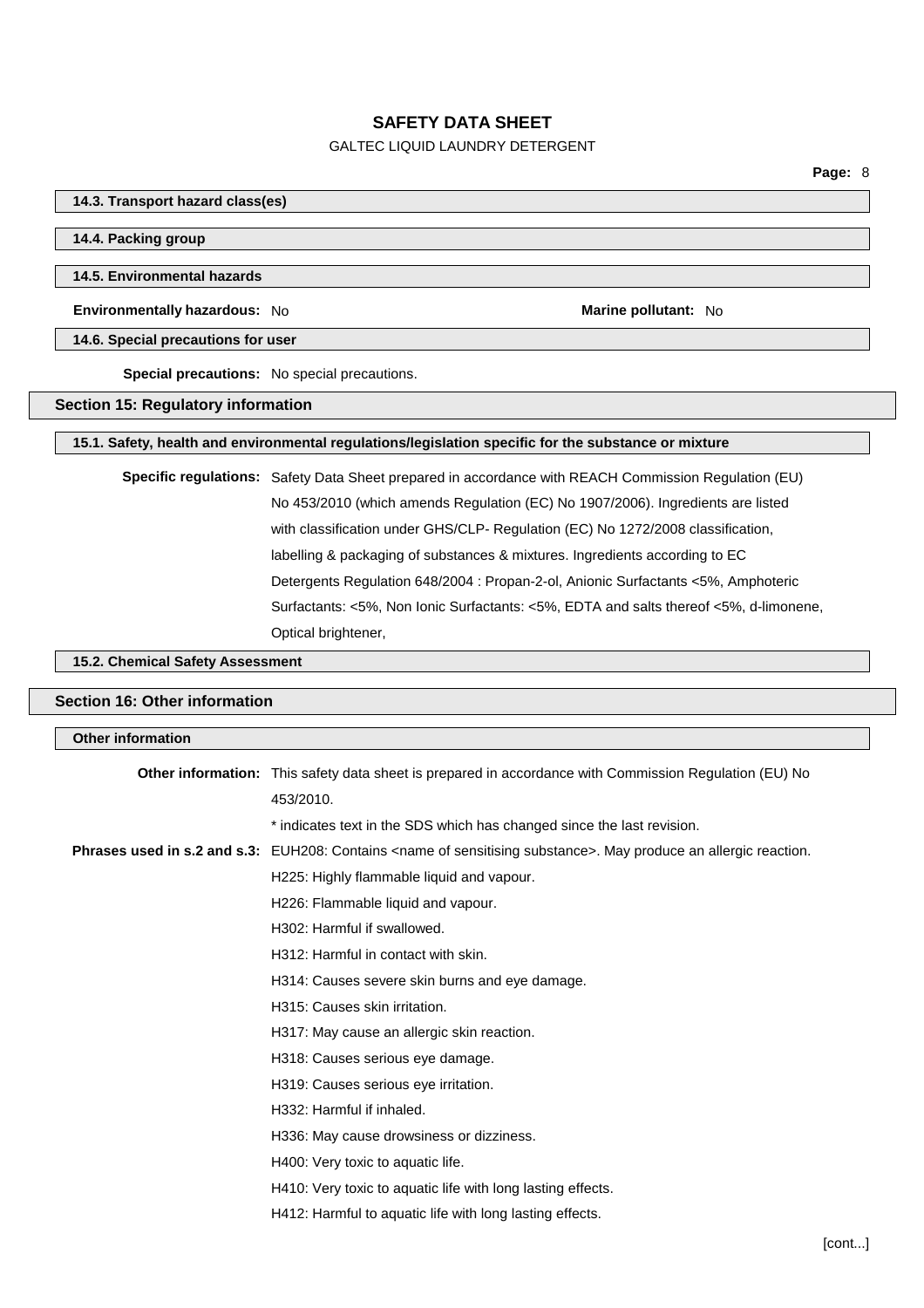#### 14.3. Transport hazard class(es)

#### 14.4. Packing group

#### 14.5. Environmental hazards

**Environmentally hazardous:** No **Marine pollutant:** No

#### 14.6. Special precautions for user

**Special precautions:** No special precautions.

## Section 15: Regulatory information

#### 15.1. Safety, health and environmental regulations/legislation specific for the substance or mixture

**Specific regulations:** Safety Data Sheet prepared in accordance with REACH Commission Regulation (EU) No 453/2010 (which amends Regulation (EC) No 1907/2006). Ingredients are listed with classification under GHS/CLP- Regulation (EC) No 1272/2008 classification, labelling & packaging of substances & mixtures. Ingredients according to EC Detergents Regulation 648/2004 : Propan-2-ol, Anionic Surfactants <5%, Amphoteric Surfactants: <5%, Non Ionic Surfactants: <5%, EDTA and salts thereof <5%, d-limonene, Optical brightener,

#### 15.2. Chemical Safety Assessment

## Section 16: Other information

#### Other information

**Other information:** This safety data sheet is prepared in accordance with Commission Regulation (EU) No 453/2010.

* indicates text in the SDS which has changed since the last revision.

**Phrases used in s.2 and s.3:** EUH208: Contains <name of sensitising substance>. May produce an allergic reaction.

H225: Highly flammable liquid and vapour.

H226: Flammable liquid and vapour.

H302: Harmful if swallowed.

H312: Harmful in contact with skin.

H314: Causes severe skin burns and eye damage.

H315: Causes skin irritation.

H317: May cause an allergic skin reaction.

H318: Causes serious eye damage.

H319: Causes serious eye irritation.

H332: Harmful if inhaled.

H336: May cause drowsiness or dizziness.

H400: Very toxic to aquatic life.

H410: Very toxic to aquatic life with long lasting effects.

H412: Harmful to aquatic life with long lasting effects.

[cont...]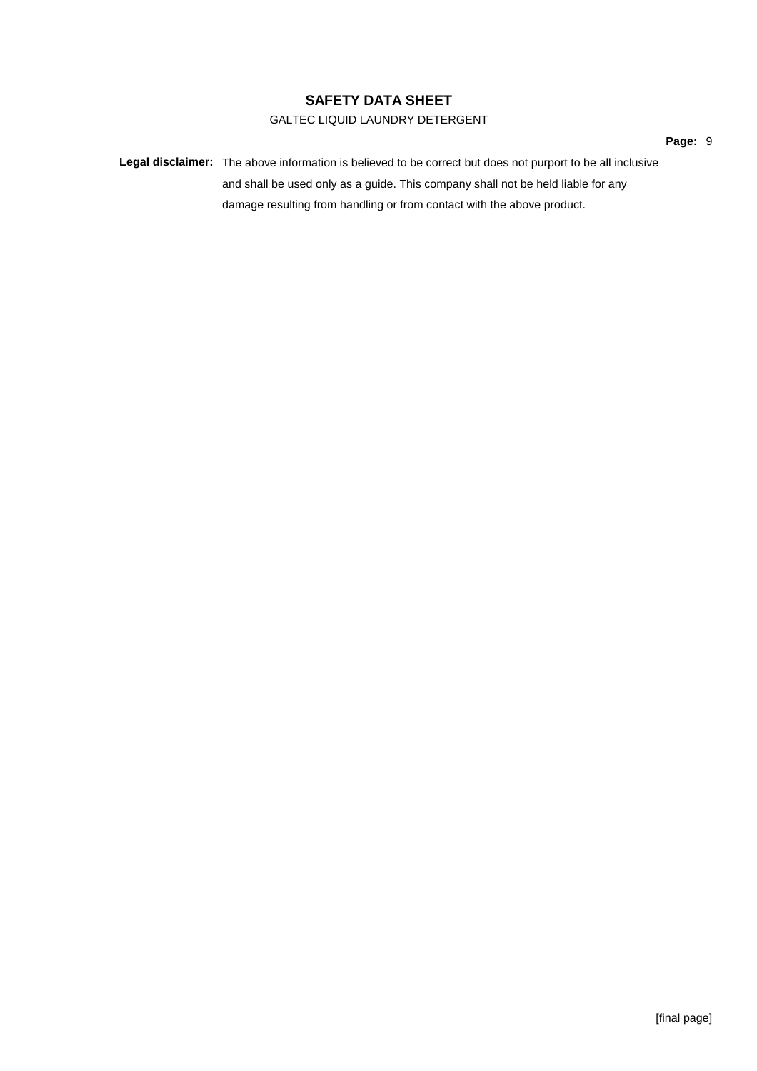**Legal disclaimer:** The above information is believed to be correct but does not purport to be all inclusive and shall be used only as a guide. This company shall not be held liable for any damage resulting from handling or from contact with the above product.

[final page]